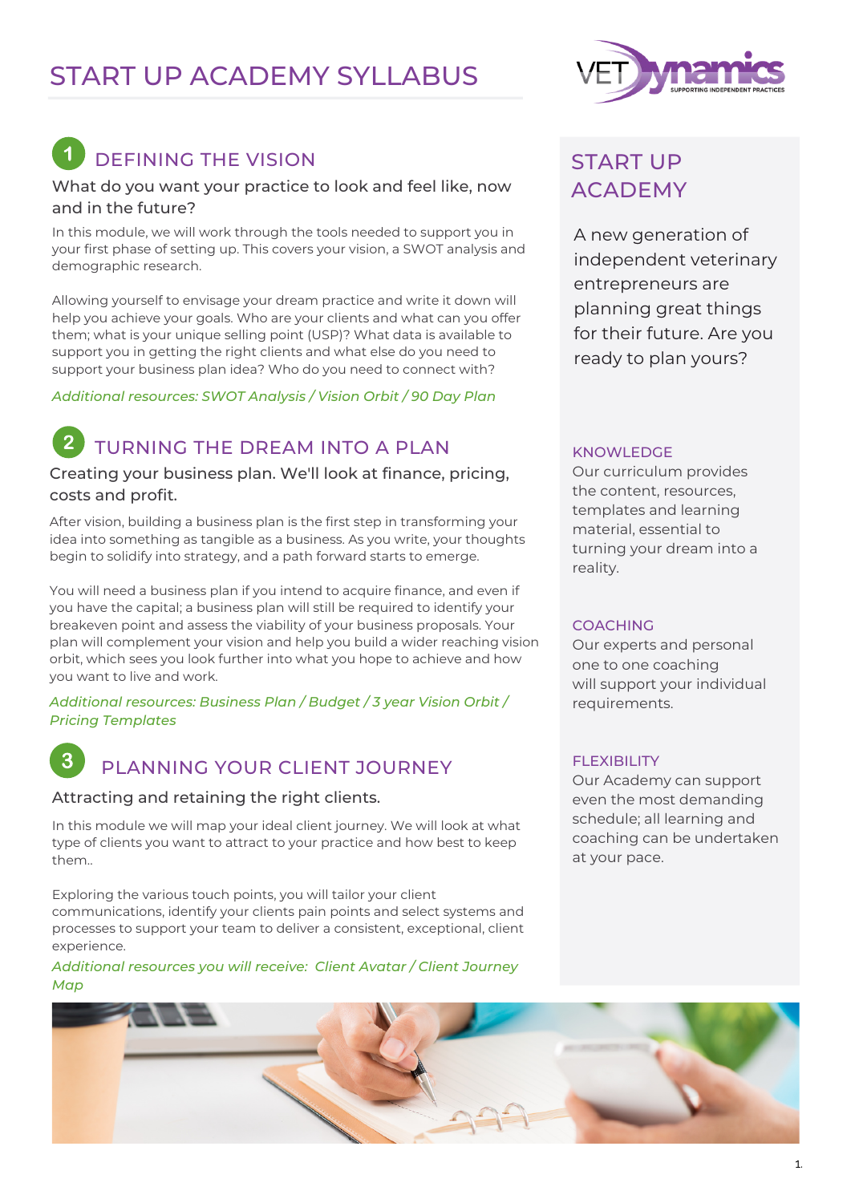# START UP ACADEMY SYLLABUS

## 1 DEFINING THE VISION

### What do you want your practice to look and feel like, now and in the future?

In this module, we will work through the tools needed to support you in your first phase of setting up. This covers your vision, a SWOT analysis and demographic research.

Allowing yourself to envisage your dream practice and write it down will help you achieve your goals. Who are your clients and what can you offer them; what is your unique selling point (USP)? What data is available to support you in getting the right clients and what else do you need to support your business plan idea? Who do you need to connect with?

*Additional resources: SWOT Analysis / Vision Orbit / 90 Day Plan*

## 2 TURNING THE DREAM INTO A PLAN

### Creating your business plan. We'll look at finance, pricing, costs and profit.

After vision, building a business plan is the first step in transforming your idea into something as tangible as a business. As you write, your thoughts begin to solidify into strategy, and a path forward starts to emerge.

You will need a business plan if you intend to acquire finance, and even if you have the capital; a business plan will still be required to identify your breakeven point and assess the viability of your business proposals. Your plan will complement your vision and help you build a wider reaching vision orbit, which sees you look further into what you hope to achieve and how you want to live and work.

*Additional resources: Business Plan / Budget / 3 year Vision Orbit / Pricing Templates*

## 3 PLANNING YOUR CLIENT JOURNEY

### Attracting and retaining the right clients.

In this module we will map your ideal client journey. We will look at what type of clients you want to attract to your practice and how best to keep them..

Exploring the various touch points, you will tailor your client communications, identify your clients pain points and select systems and processes to support your team to deliver a consistent, exceptional, client experience.

*Additional resources you will receive: Client Avatar / Client Journey Map*

## START UP ACADEMY

A new generation of independent veterinary entrepreneurs are planning great things for their future. Are you ready to plan yours?

### KNOWLEDGE

Our curriculum provides the content, resources, templates and learning material, essential to turning your dream into a reality.

### COACHING

Our experts and personal one to one coaching will support your individual requirements.

### FLEXIBILITY

Our Academy can support even the most demanding schedule; all learning and coaching can be undertaken at your pace.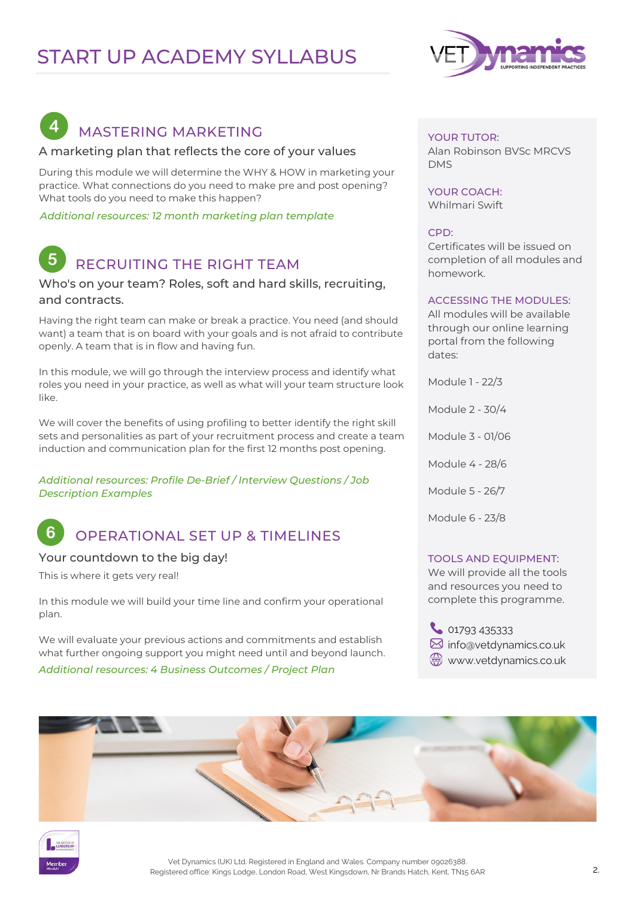# START UP ACADEMY SYLLABUS

## 4 MASTERING MARKETING

### A marketing plan that reflects the core of your values

During this module we will determine the WHY & HOW in marketing your practice. What connections do you need to make pre and post opening? What tools do you need to make this happen?

*Additional resources: 12 month marketing plan template*

## 5 RECRUITING THE RIGHT TEAM

### Who's on your team? Roles, soft and hard skills, recruiting, and contracts.

Having the right team can make or break a practice. You need (and should want) a team that is on board with your goals and is not afraid to contribute openly. A team that is in flow and having fun.

In this module, we will go through the interview process and identify what roles you need in your practice, as well as what will your team structure look like.

We will cover the benefits of using profiling to better identify the right skill sets and personalities as part of your recruitment process and create a team induction and communication plan for the first 12 months post opening.

*Additional resources: Profile De-Brief / Interview Questions / Job Description Examples*

## 6 OPERATIONAL SET UP & TIMELINES

### Your countdown to the big day!

This is where it gets very real!

In this module we will build your time line and confirm your operational plan.

We will evaluate your previous actions and commitments and establish what further ongoing support you might need until and beyond launch.

*Additional resources: 4 Business Outcomes / Project Plan*

**YOUR TUTOR:**
Alan Robinson BVSc MRCVS DMS

**YOUR COACH:**
Whilmari Swift

**CPD:**
Certificates will be issued on completion of all modules and homework.

**ACCESSING THE MODULES:**
All modules will be available through our online learning portal from the following dates:

Module 1 - 22/3

Module 2 - 30/4

Module 3 - 01/06

Module 4 - 28/6

Module 5 - 26/7

Module 6 - 23/8

**TOOLS AND EQUIPMENT:**
We will provide all the tools and resources you need to complete this programme.

01793 435333
info@vetdynamics.co.uk
www.vetdynamics.co.uk

Vet Dynamics (UK) Ltd. Registered in England and Wales. Company number 09026388.
Registered office: Kings Lodge, London Road, West Kingsdown, Nr Brands Hatch, Kent, TN15 6AR